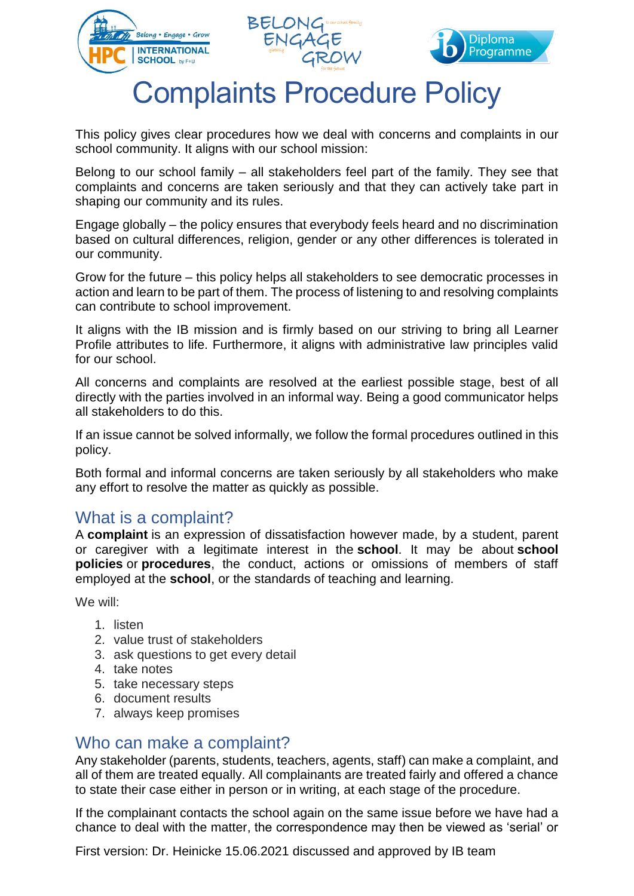# Complaints Procedure Policy

This policy gives clear procedures how we deal with concerns and complaints in our school community. It aligns with our school mission:

Belong to our school family – all stakeholders feel part of the family. They see that complaints and concerns are taken seriously and that they can actively take part in shaping our community and its rules.

Engage globally – the policy ensures that everybody feels heard and no discrimination based on cultural differences, religion, gender or any other differences is tolerated in our community.

Grow for the future – this policy helps all stakeholders to see democratic processes in action and learn to be part of them. The process of listening to and resolving complaints can contribute to school improvement.

It aligns with the IB mission and is firmly based on our striving to bring all Learner Profile attributes to life. Furthermore, it aligns with administrative law principles valid for our school.

All concerns and complaints are resolved at the earliest possible stage, best of all directly with the parties involved in an informal way. Being a good communicator helps all stakeholders to do this.

If an issue cannot be solved informally, we follow the formal procedures outlined in this policy.

Both formal and informal concerns are taken seriously by all stakeholders who make any effort to resolve the matter as quickly as possible.

## What is a complaint?

A **complaint** is an expression of dissatisfaction however made, by a student, parent or caregiver with a legitimate interest in the **school**. It may be about **school policies** or **procedures**, the conduct, actions or omissions of members of staff employed at the **school**, or the standards of teaching and learning.

We will:

1. listen
2. value trust of stakeholders
3. ask questions to get every detail
4. take notes
5. take necessary steps
6. document results
7. always keep promises

## Who can make a complaint?

Any stakeholder (parents, students, teachers, agents, staff) can make a complaint, and all of them are treated equally. All complainants are treated fairly and offered a chance to state their case either in person or in writing, at each stage of the procedure.

If the complainant contacts the school again on the same issue before we have had a chance to deal with the matter, the correspondence may then be viewed as 'serial' or

First version: Dr. Heinicke 15.06.2021 discussed and approved by IB team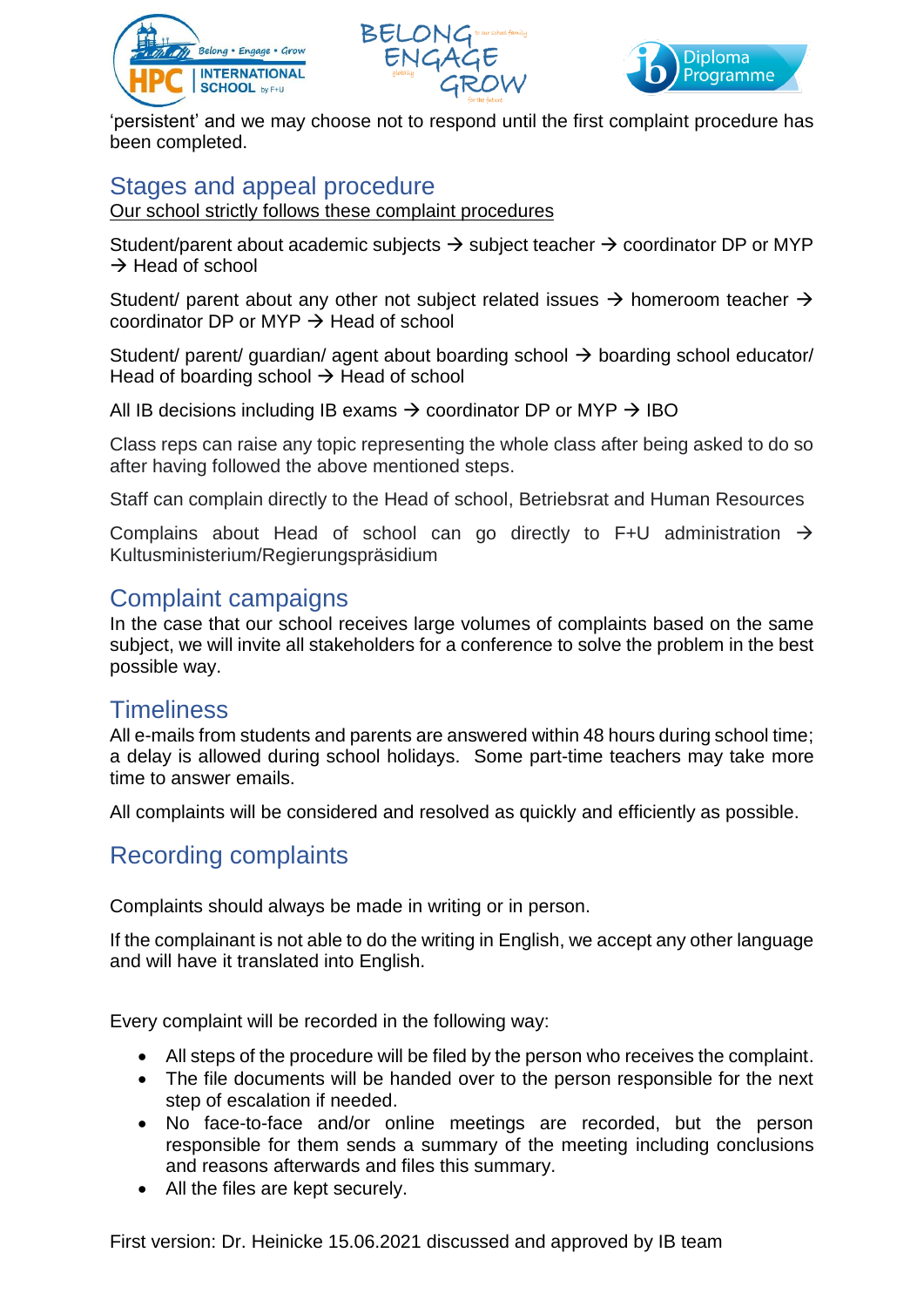'persistent' and we may choose not to respond until the first complaint procedure has been completed.

## Stages and appeal procedure

Our school strictly follows these complaint procedures

Student/parent about academic subjects → subject teacher → coordinator DP or MYP → Head of school

Student/ parent about any other not subject related issues → homeroom teacher → coordinator DP or MYP → Head of school

Student/ parent/ guardian/ agent about boarding school → boarding school educator/ Head of boarding school → Head of school

All IB decisions including IB exams → coordinator DP or MYP → IBO

Class reps can raise any topic representing the whole class after being asked to do so after having followed the above mentioned steps.

Staff can complain directly to the Head of school, Betriebsrat and Human Resources

Complains about Head of school can go directly to F+U administration → Kultusministerium/Regierungspräsidium

## Complaint campaigns

In the case that our school receives large volumes of complaints based on the same subject, we will invite all stakeholders for a conference to solve the problem in the best possible way.

## Timeliness

All e-mails from students and parents are answered within 48 hours during school time; a delay is allowed during school holidays. Some part-time teachers may take more time to answer emails.

All complaints will be considered and resolved as quickly and efficiently as possible.

## Recording complaints

Complaints should always be made in writing or in person.

If the complainant is not able to do the writing in English, we accept any other language and will have it translated into English.

Every complaint will be recorded in the following way:

- All steps of the procedure will be filed by the person who receives the complaint.
- The file documents will be handed over to the person responsible for the next step of escalation if needed.
- No face-to-face and/or online meetings are recorded, but the person responsible for them sends a summary of the meeting including conclusions and reasons afterwards and files this summary.
- All the files are kept securely.

First version: Dr. Heinicke 15.06.2021 discussed and approved by IB team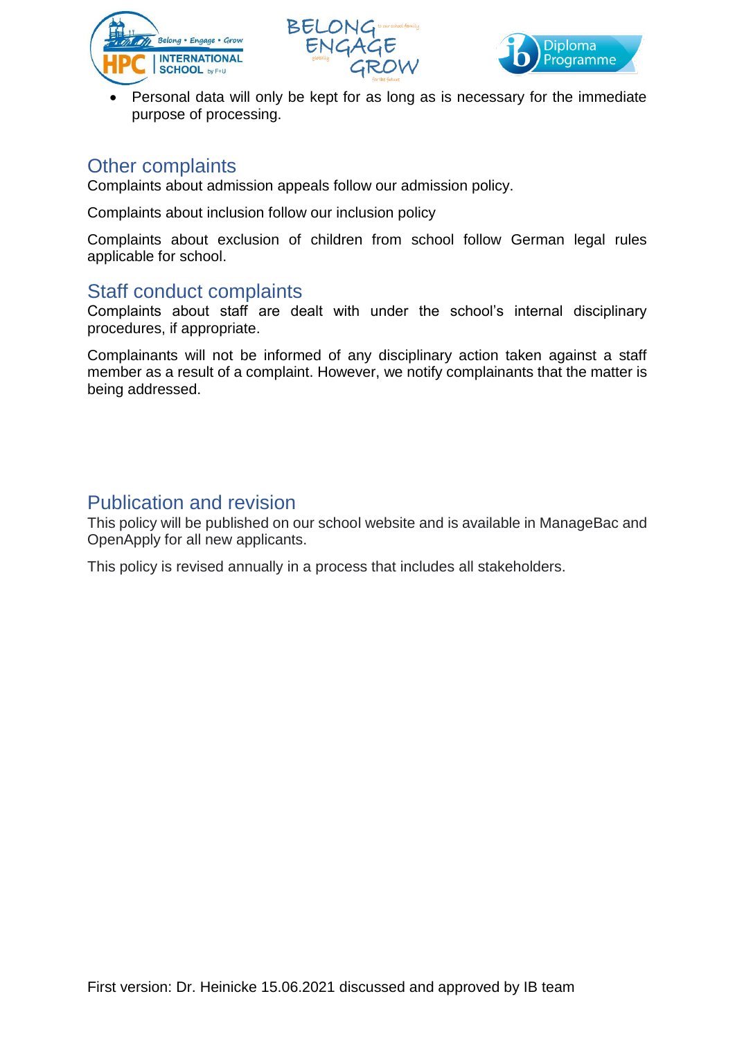- Personal data will only be kept for as long as is necessary for the immediate purpose of processing.

## Other complaints

Complaints about admission appeals follow our admission policy.

Complaints about inclusion follow our inclusion policy

Complaints about exclusion of children from school follow German legal rules applicable for school.

## Staff conduct complaints

Complaints about staff are dealt with under the school's internal disciplinary procedures, if appropriate.

Complainants will not be informed of any disciplinary action taken against a staff member as a result of a complaint. However, we notify complainants that the matter is being addressed.

## Publication and revision

This policy will be published on our school website and is available in ManageBac and OpenApply for all new applicants.

This policy is revised annually in a process that includes all stakeholders.

First version: Dr. Heinicke 15.06.2021 discussed and approved by IB team